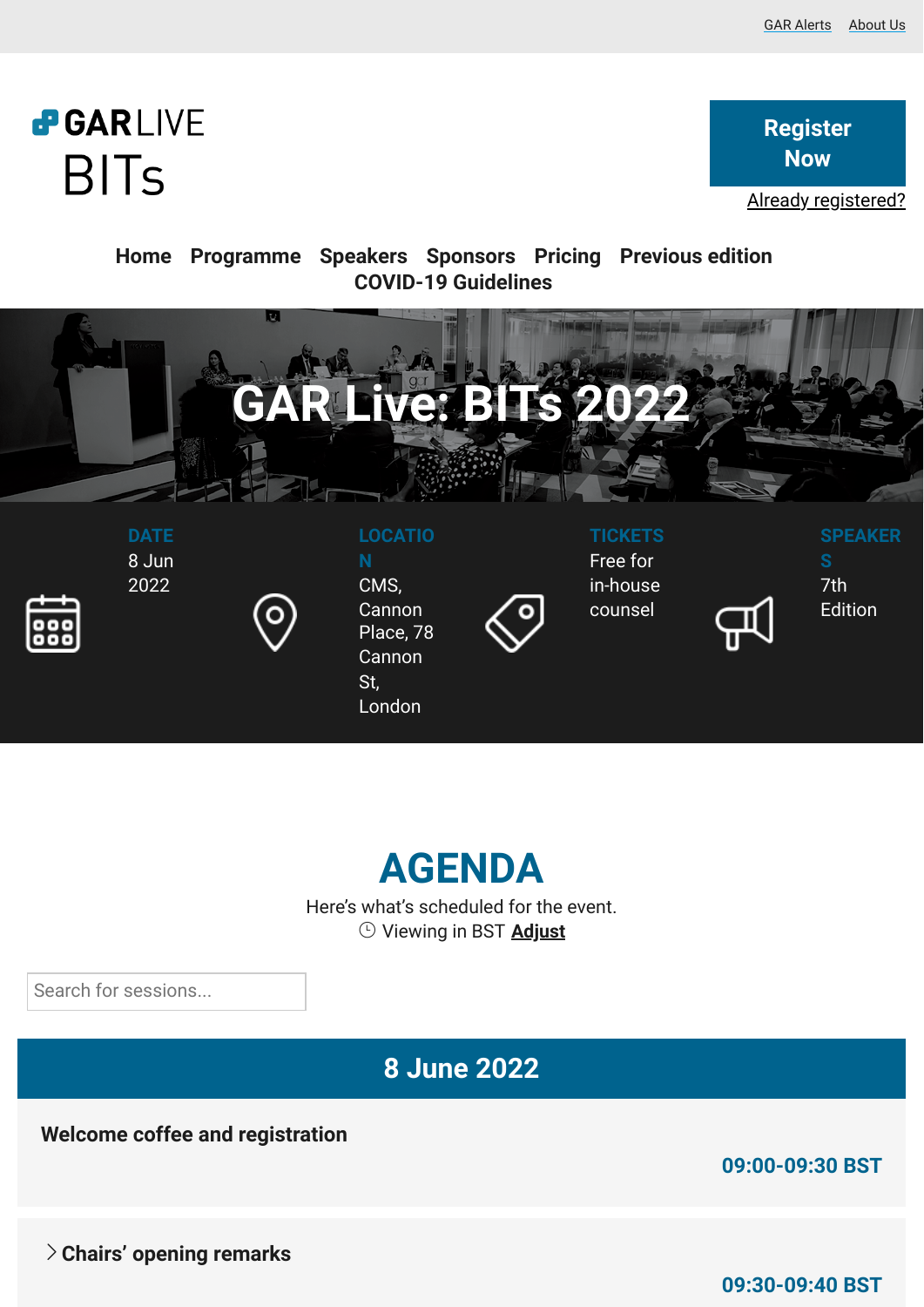GAR Alerts About Us

GAR LIVE BITs

Register Now

Already registered?

Home Programme Speakers Sponsors Pricing Previous edition COVID-19 Guidelines

# GAR Live: BITs 2022

**DATE**
8 Jun 2022

**LOCATION**
CMS, Cannon Place, 78 Cannon St, London

**TICKETS**
Free for in-house counsel

**SPEAKERS**
7th Edition

## AGENDA

Here's what's scheduled for the event.

Viewing in BST **Adjust**

Search for sessions...

### 8 June 2022

**Welcome coffee and registration**

**09:00-09:30 BST**

**Chairs' opening remarks**

**09:30-09:40 BST**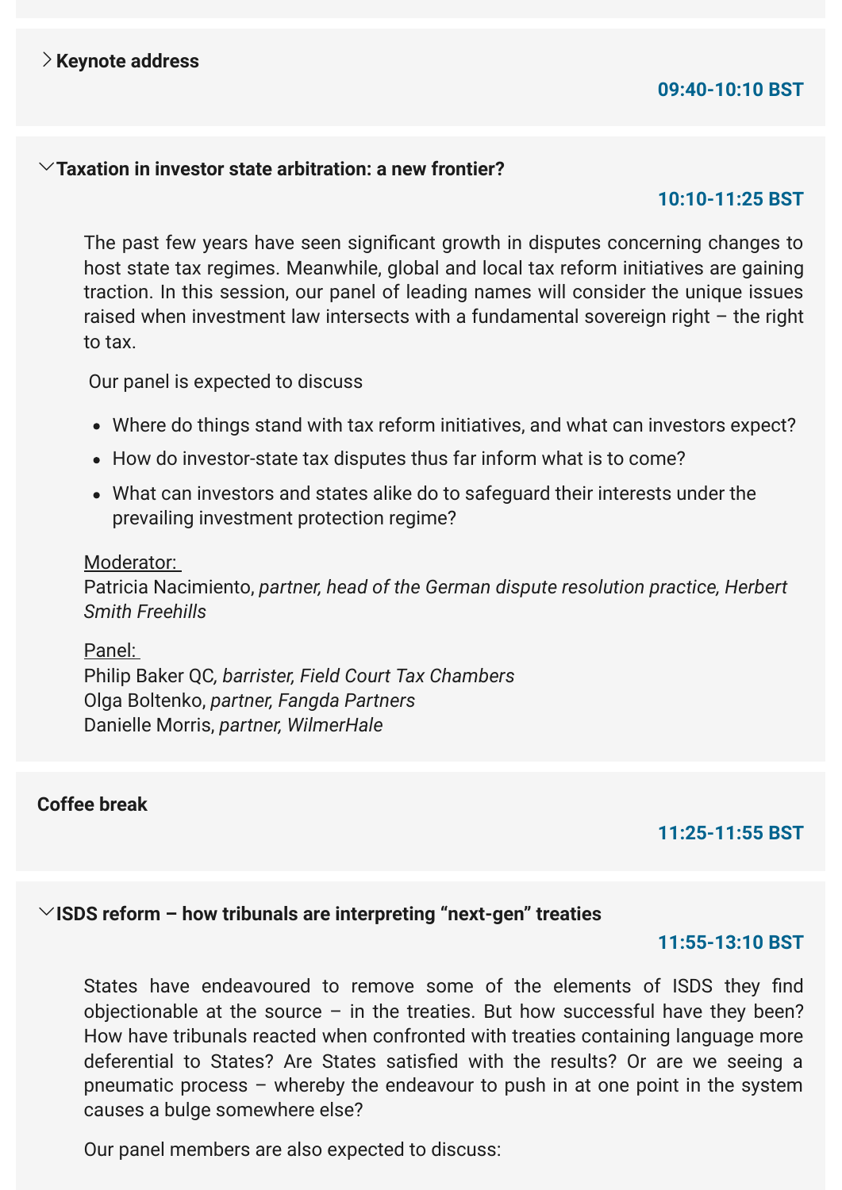### Keynote address

**09:40-10:10 BST**

### Taxation in investor state arbitration: a new frontier?

**10:10-11:25 BST**

The past few years have seen significant growth in disputes concerning changes to host state tax regimes. Meanwhile, global and local tax reform initiatives are gaining traction. In this session, our panel of leading names will consider the unique issues raised when investment law intersects with a fundamental sovereign right – the right to tax.

Our panel is expected to discuss

- Where do things stand with tax reform initiatives, and what can investors expect?
- How do investor-state tax disputes thus far inform what is to come?
- What can investors and states alike do to safeguard their interests under the prevailing investment protection regime?

Moderator:
Patricia Nacimiento, *partner, head of the German dispute resolution practice, Herbert Smith Freehills*

Panel:
Philip Baker QC, *barrister, Field Court Tax Chambers*
Olga Boltenko, *partner, Fangda Partners*
Danielle Morris, *partner, WilmerHale*

### Coffee break

**11:25-11:55 BST**

### ISDS reform – how tribunals are interpreting "next-gen" treaties

**11:55-13:10 BST**

States have endeavoured to remove some of the elements of ISDS they find objectionable at the source – in the treaties. But how successful have they been? How have tribunals reacted when confronted with treaties containing language more deferential to States? Are States satisfied with the results? Or are we seeing a pneumatic process – whereby the endeavour to push in at one point in the system causes a bulge somewhere else?

Our panel members are also expected to discuss: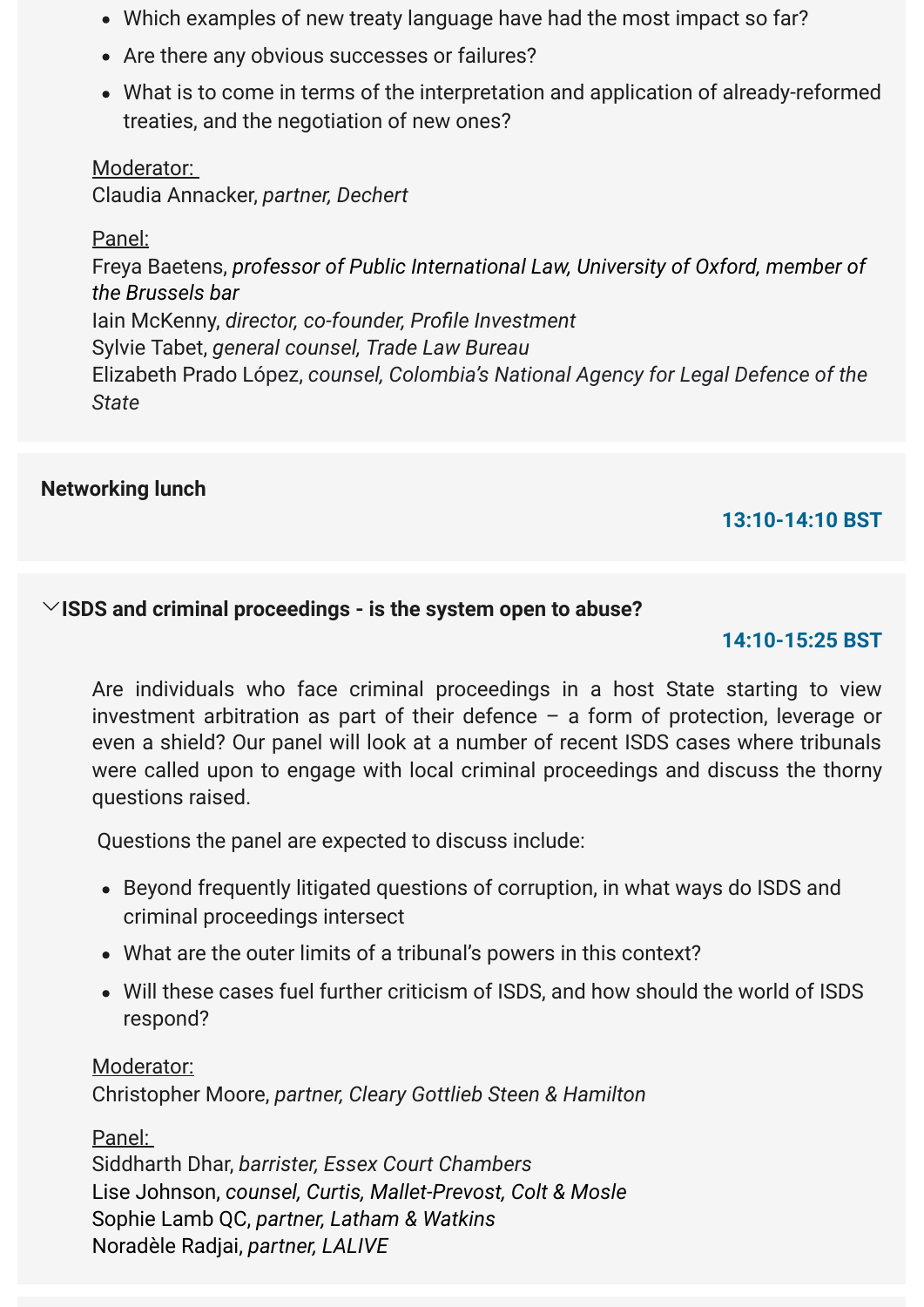- Which examples of new treaty language have had the most impact so far?
- Are there any obvious successes or failures?
- What is to come in terms of the interpretation and application of already-reformed treaties, and the negotiation of new ones?

Moderator:
Claudia Annacker, *partner, Dechert*

Panel:
Freya Baetens, *professor of Public International Law, University of Oxford, member of the Brussels bar*
Iain McKenny, *director, co-founder, Profile Investment*
Sylvie Tabet, *general counsel, Trade Law Bureau*
Elizabeth Prado López, *counsel, Colombia's National Agency for Legal Defence of the State*

**Networking lunch**

**13:10-14:10 BST**

### ISDS and criminal proceedings - is the system open to abuse?

**14:10-15:25 BST**

Are individuals who face criminal proceedings in a host State starting to view investment arbitration as part of their defence – a form of protection, leverage or even a shield? Our panel will look at a number of recent ISDS cases where tribunals were called upon to engage with local criminal proceedings and discuss the thorny questions raised.

Questions the panel are expected to discuss include:

- Beyond frequently litigated questions of corruption, in what ways do ISDS and criminal proceedings intersect
- What are the outer limits of a tribunal's powers in this context?
- Will these cases fuel further criticism of ISDS, and how should the world of ISDS respond?

Moderator:
Christopher Moore, *partner, Cleary Gottlieb Steen & Hamilton*

Panel:
Siddharth Dhar, *barrister, Essex Court Chambers*
Lise Johnson, *counsel, Curtis, Mallet-Prevost, Colt & Mosle*
Sophie Lamb QC, *partner, Latham & Watkins*
Noradèle Radjai, *partner, LALIVE*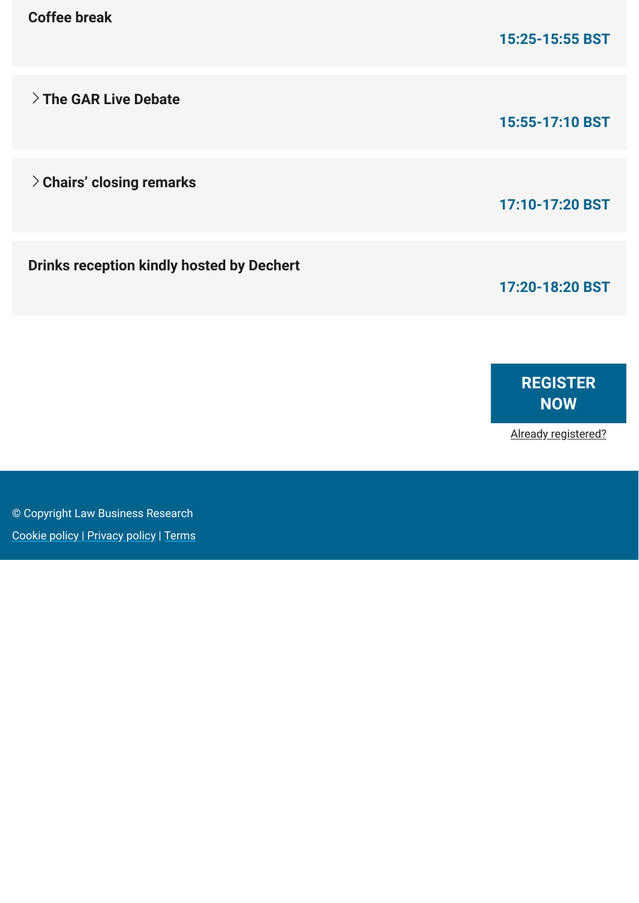**Coffee break**

**15:25-15:55 BST**

**The GAR Live Debate**

**15:55-17:10 BST**

**Chairs' closing remarks**

**17:10-17:20 BST**

**Drinks reception kindly hosted by Dechert**

**17:20-18:20 BST**

**REGISTER NOW**

Already registered?

© Copyright Law Business Research

Cookie policy | Privacy policy | Terms